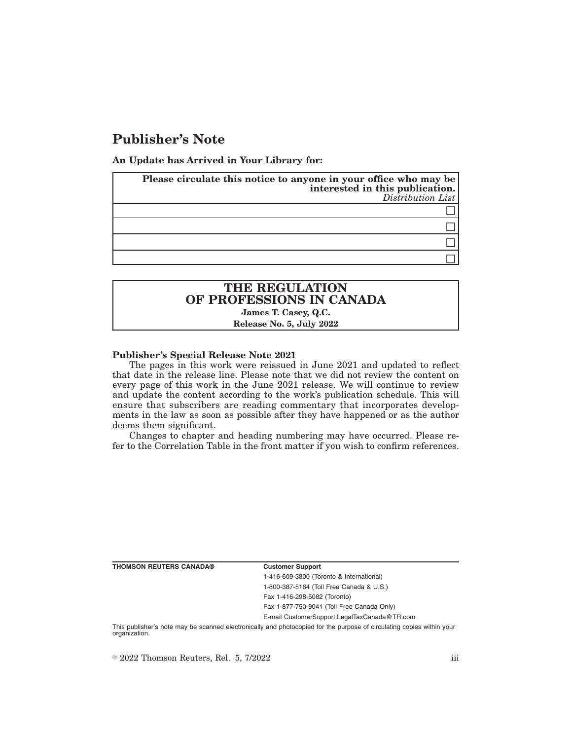# Publisher's Note

**An Update has Arrived in Your Library for:**

| **Please circulate this notice to anyone in your office who may be interested in this publication.** *Distribution List* |
|---|
| ☐ |
| ☐ |
| ☐ |
| ☐ |

| **THE REGULATION OF PROFESSIONS IN CANADA** |
|---|
| **James T. Casey, Q.C.** |
| **Release No. 5, July 2022** |

**Publisher's Special Release Note 2021**

The pages in this work were reissued in June 2021 and updated to reflect that date in the release line. Please note that we did not review the content on every page of this work in the June 2021 release. We will continue to review and update the content according to the work's publication schedule. This will ensure that subscribers are reading commentary that incorporates developments in the law as soon as possible after they have happened or as the author deems them significant.

Changes to chapter and heading numbering may have occurred. Please refer to the Correlation Table in the front matter if you wish to confirm references.

**THOMSON REUTERS CANADA®**

**Customer Support**

1-416-609-3800 (Toronto & International)

1-800-387-5164 (Toll Free Canada & U.S.)

Fax 1-416-298-5082 (Toronto)

Fax 1-877-750-9041 (Toll Free Canada Only)

E-mail CustomerSupport.LegalTaxCanada@TR.com

This publisher's note may be scanned electronically and photocopied for the purpose of circulating copies within your organization.

© 2022 Thomson Reuters, Rel. 5, 7/2022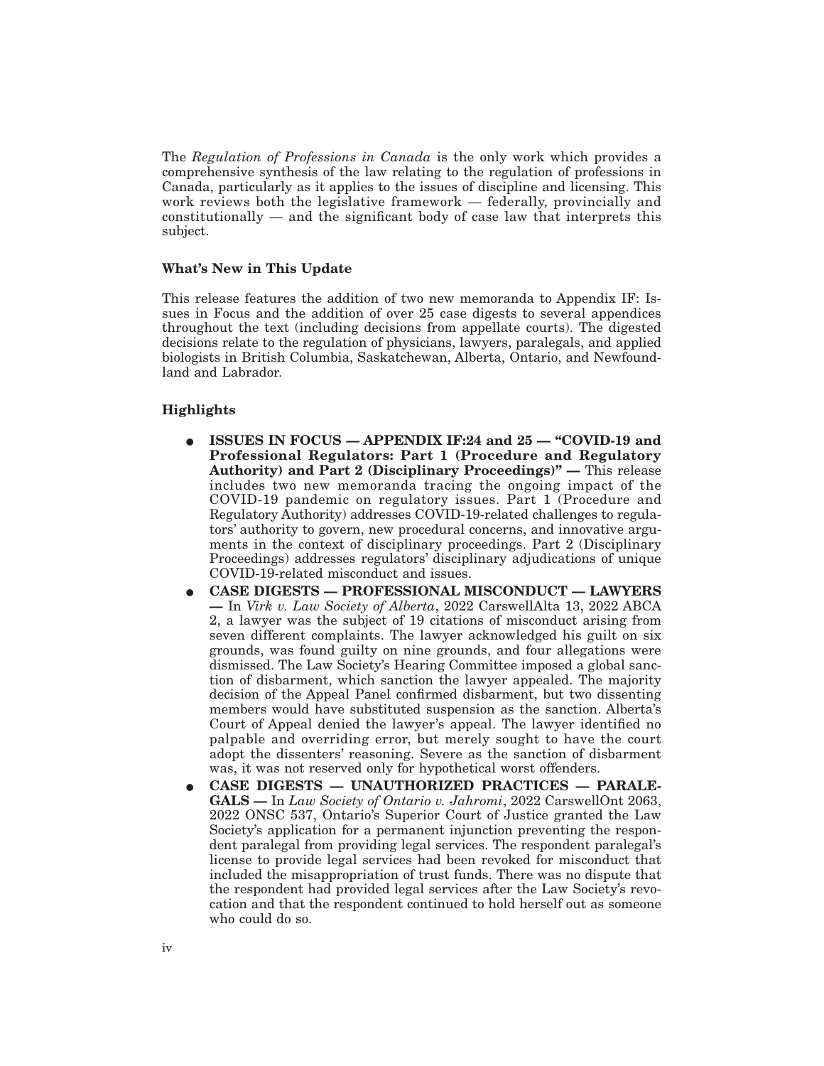The *Regulation of Professions in Canada* is the only work which provides a comprehensive synthesis of the law relating to the regulation of professions in Canada, particularly as it applies to the issues of discipline and licensing. This work reviews both the legislative framework — federally, provincially and constitutionally — and the significant body of case law that interprets this subject.

### What's New in This Update

This release features the addition of two new memoranda to Appendix IF: Issues in Focus and the addition of over 25 case digests to several appendices throughout the text (including decisions from appellate courts). The digested decisions relate to the regulation of physicians, lawyers, paralegals, and applied biologists in British Columbia, Saskatchewan, Alberta, Ontario, and Newfoundland and Labrador.

### Highlights

- **ISSUES IN FOCUS — APPENDIX IF:24 and 25 — "COVID-19 and Professional Regulators: Part 1 (Procedure and Regulatory Authority) and Part 2 (Disciplinary Proceedings)" —** This release includes two new memoranda tracing the ongoing impact of the COVID-19 pandemic on regulatory issues. Part 1 (Procedure and Regulatory Authority) addresses COVID-19-related challenges to regulators' authority to govern, new procedural concerns, and innovative arguments in the context of disciplinary proceedings. Part 2 (Disciplinary Proceedings) addresses regulators' disciplinary adjudications of unique COVID-19-related misconduct and issues.
- **CASE DIGESTS — PROFESSIONAL MISCONDUCT — LAWYERS —** In *Virk v. Law Society of Alberta*, 2022 CarswellAlta 13, 2022 ABCA 2, a lawyer was the subject of 19 citations of misconduct arising from seven different complaints. The lawyer acknowledged his guilt on six grounds, was found guilty on nine grounds, and four allegations were dismissed. The Law Society's Hearing Committee imposed a global sanction of disbarment, which sanction the lawyer appealed. The majority decision of the Appeal Panel confirmed disbarment, but two dissenting members would have substituted suspension as the sanction. Alberta's Court of Appeal denied the lawyer's appeal. The lawyer identified no palpable and overriding error, but merely sought to have the court adopt the dissenters' reasoning. Severe as the sanction of disbarment was, it was not reserved only for hypothetical worst offenders.
- **CASE DIGESTS — UNAUTHORIZED PRACTICES — PARALEGALS —** In *Law Society of Ontario v. Jahromi*, 2022 CarswellOnt 2063, 2022 ONSC 537, Ontario's Superior Court of Justice granted the Law Society's application for a permanent injunction preventing the respondent paralegal from providing legal services. The respondent paralegal's license to provide legal services had been revoked for misconduct that included the misappropriation of trust funds. There was no dispute that the respondent had provided legal services after the Law Society's revocation and that the respondent continued to hold herself out as someone who could do so.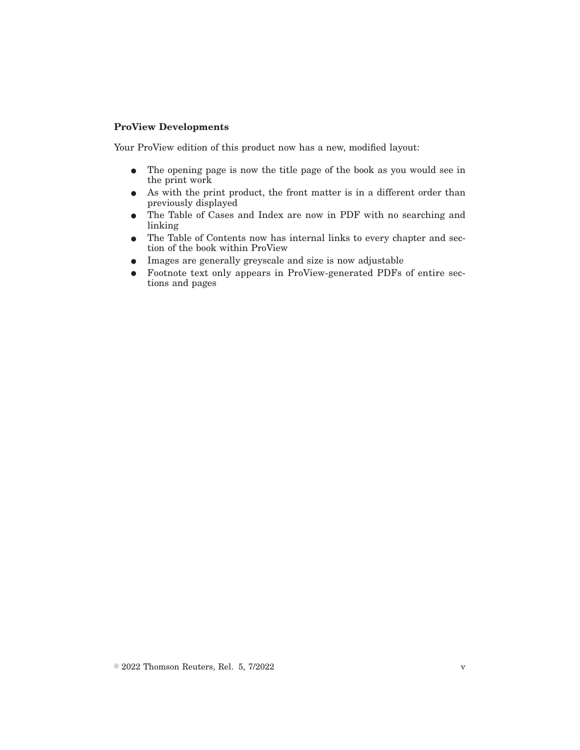**ProView Developments**

Your ProView edition of this product now has a new, modified layout:

- The opening page is now the title page of the book as you would see in the print work
- As with the print product, the front matter is in a different order than previously displayed
- The Table of Cases and Index are now in PDF with no searching and linking
- The Table of Contents now has internal links to every chapter and section of the book within ProView
- Images are generally greyscale and size is now adjustable
- Footnote text only appears in ProView-generated PDFs of entire sections and pages